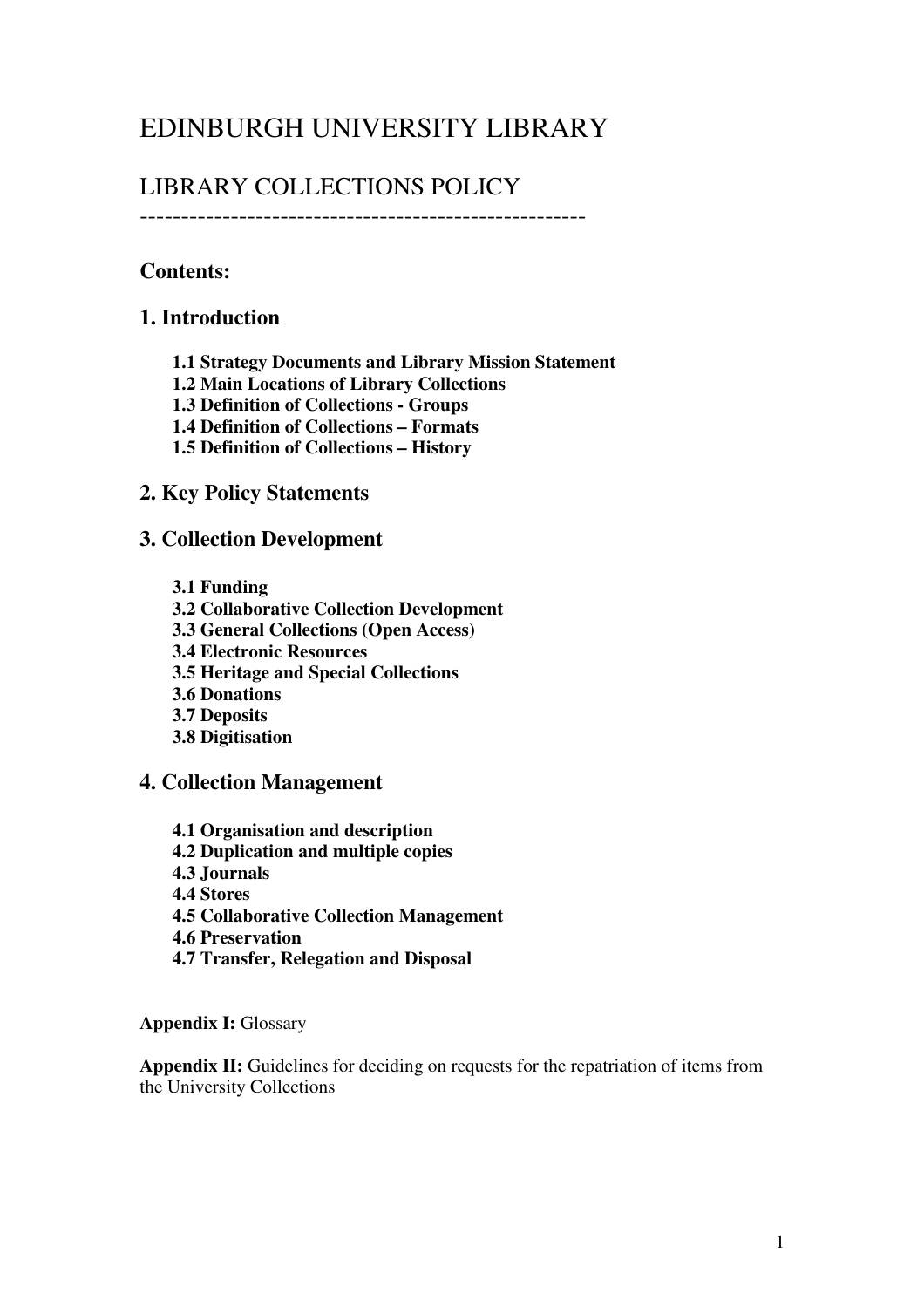# EDINBURGH UNIVERSITY LIBRARY

## LIBRARY COLLECTIONS POLICY

-----------------------------------------------------

### Contents:

### 1. Introduction

- **1.1 Strategy Documents and Library Mission Statement**
- **1.2 Main Locations of Library Collections**
- **1.3 Definition of Collections - Groups**
- **1.4 Definition of Collections – Formats**
- **1.5 Definition of Collections – History**

### 2. Key Policy Statements

### 3. Collection Development

- **3.1 Funding**
- **3.2 Collaborative Collection Development**
- **3.3 General Collections (Open Access)**
- **3.4 Electronic Resources**
- **3.5 Heritage and Special Collections**
- **3.6 Donations**
- **3.7 Deposits**
- **3.8 Digitisation**

### 4. Collection Management

- **4.1 Organisation and description**
- **4.2 Duplication and multiple copies**
- **4.3 Journals**
- **4.4 Stores**
- **4.5 Collaborative Collection Management**
- **4.6 Preservation**
- **4.7 Transfer, Relegation and Disposal**

**Appendix I:** Glossary

**Appendix II:** Guidelines for deciding on requests for the repatriation of items from the University Collections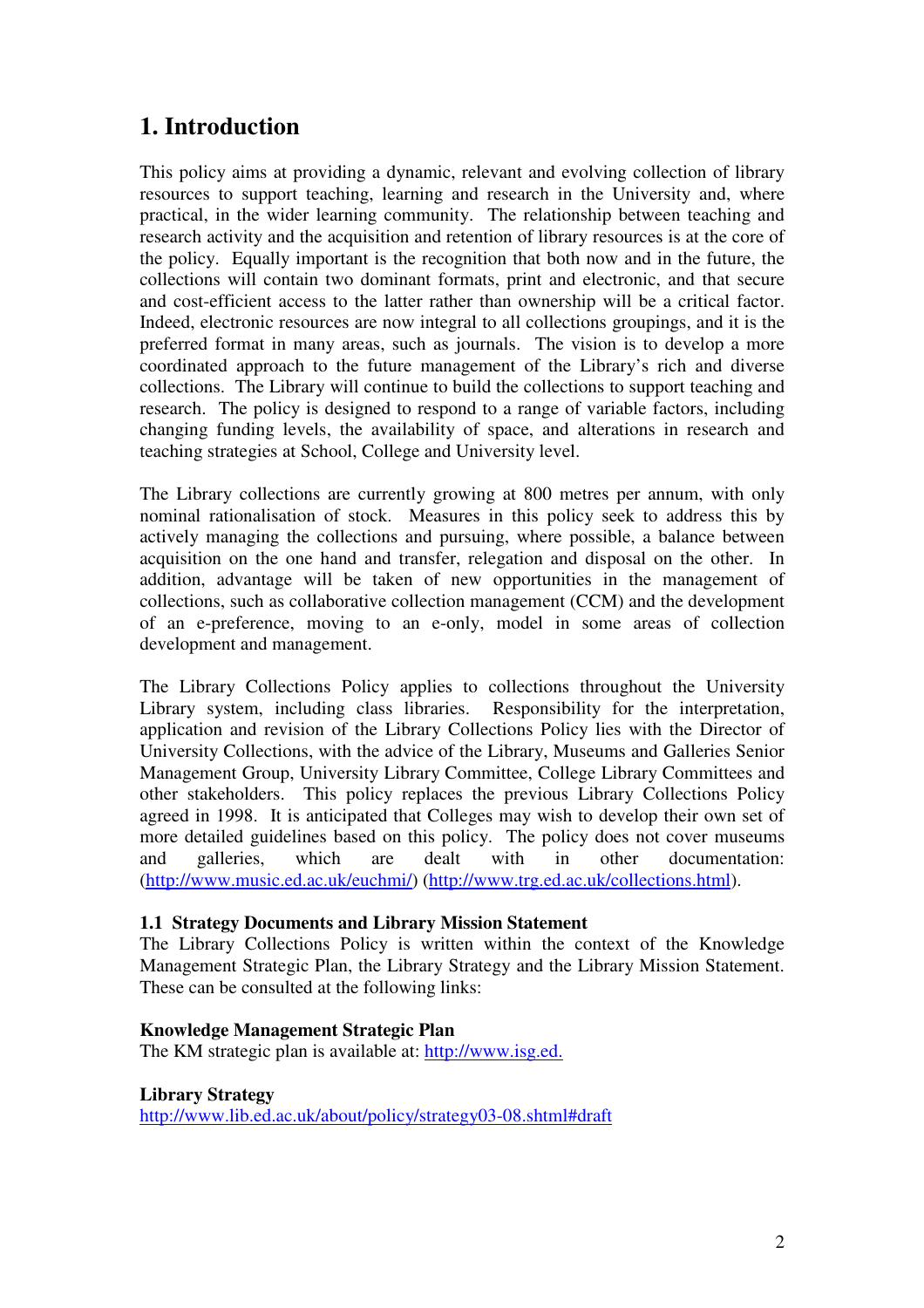# 1. Introduction

This policy aims at providing a dynamic, relevant and evolving collection of library resources to support teaching, learning and research in the University and, where practical, in the wider learning community. The relationship between teaching and research activity and the acquisition and retention of library resources is at the core of the policy. Equally important is the recognition that both now and in the future, the collections will contain two dominant formats, print and electronic, and that secure and cost-efficient access to the latter rather than ownership will be a critical factor. Indeed, electronic resources are now integral to all collections groupings, and it is the preferred format in many areas, such as journals. The vision is to develop a more coordinated approach to the future management of the Library's rich and diverse collections. The Library will continue to build the collections to support teaching and research. The policy is designed to respond to a range of variable factors, including changing funding levels, the availability of space, and alterations in research and teaching strategies at School, College and University level.

The Library collections are currently growing at 800 metres per annum, with only nominal rationalisation of stock. Measures in this policy seek to address this by actively managing the collections and pursuing, where possible, a balance between acquisition on the one hand and transfer, relegation and disposal on the other. In addition, advantage will be taken of new opportunities in the management of collections, such as collaborative collection management (CCM) and the development of an e-preference, moving to an e-only, model in some areas of collection development and management.

The Library Collections Policy applies to collections throughout the University Library system, including class libraries. Responsibility for the interpretation, application and revision of the Library Collections Policy lies with the Director of University Collections, with the advice of the Library, Museums and Galleries Senior Management Group, University Library Committee, College Library Committees and other stakeholders. This policy replaces the previous Library Collections Policy agreed in 1998. It is anticipated that Colleges may wish to develop their own set of more detailed guidelines based on this policy. The policy does not cover museums and galleries, which are dealt with in other documentation: (http://www.music.ed.ac.uk/euchmi/) (http://www.trg.ed.ac.uk/collections.html).

### 1.1 Strategy Documents and Library Mission Statement

The Library Collections Policy is written within the context of the Knowledge Management Strategic Plan, the Library Strategy and the Library Mission Statement. These can be consulted at the following links:

**Knowledge Management Strategic Plan**

The KM strategic plan is available at: http://www.isg.ed.

**Library Strategy**

http://www.lib.ed.ac.uk/about/policy/strategy03-08.shtml#draft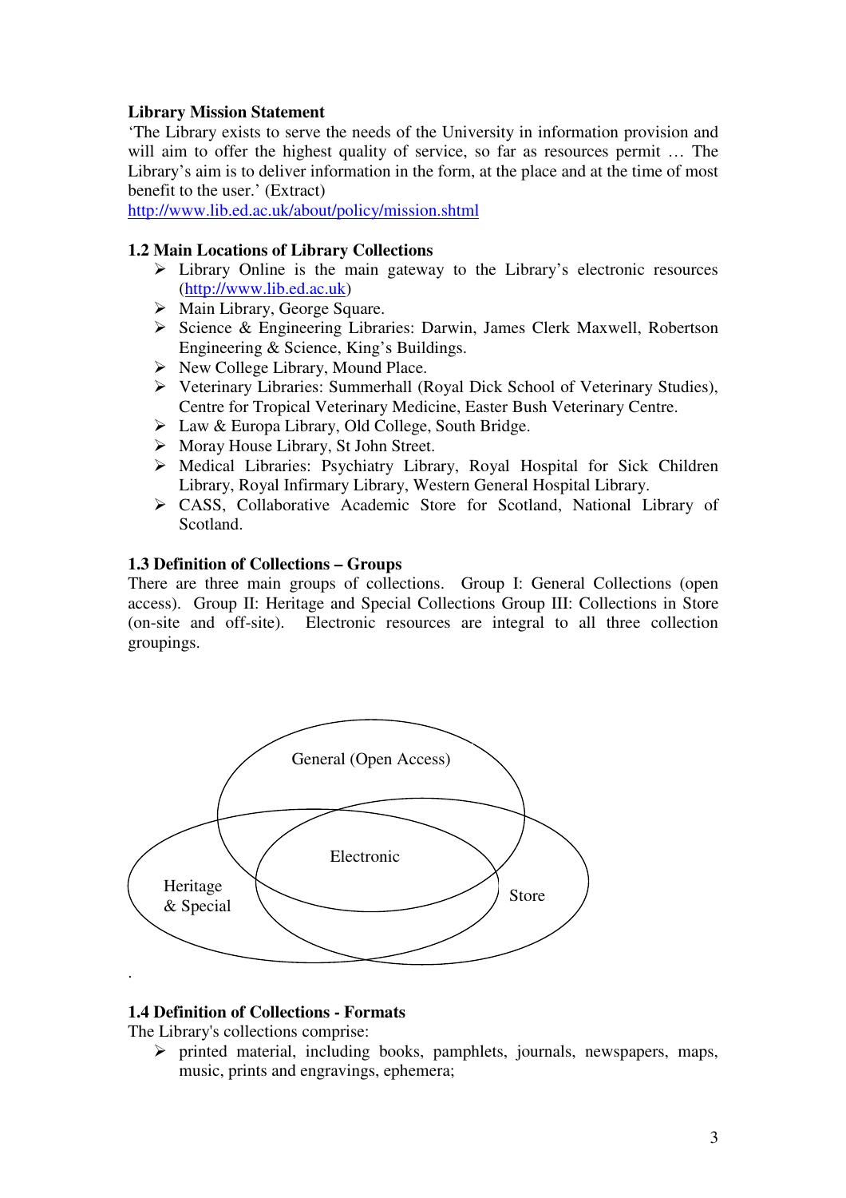**Library Mission Statement**

'The Library exists to serve the needs of the University in information provision and will aim to offer the highest quality of service, so far as resources permit … The Library's aim is to deliver information in the form, at the place and at the time of most benefit to the user.' (Extract)
http://www.lib.ed.ac.uk/about/policy/mission.shtml

### 1.2 Main Locations of Library Collections

- Library Online is the main gateway to the Library's electronic resources (http://www.lib.ed.ac.uk)
- Main Library, George Square.
- Science & Engineering Libraries: Darwin, James Clerk Maxwell, Robertson Engineering & Science, King's Buildings.
- New College Library, Mound Place.
- Veterinary Libraries: Summerhall (Royal Dick School of Veterinary Studies), Centre for Tropical Veterinary Medicine, Easter Bush Veterinary Centre.
- Law & Europa Library, Old College, South Bridge.
- Moray House Library, St John Street.
- Medical Libraries: Psychiatry Library, Royal Hospital for Sick Children Library, Royal Infirmary Library, Western General Hospital Library.
- CASS, Collaborative Academic Store for Scotland, National Library of Scotland.

### 1.3 Definition of Collections – Groups

There are three main groups of collections. Group I: General Collections (open access). Group II: Heritage and Special Collections Group III: Collections in Store (on-site and off-site). Electronic resources are integral to all three collection groupings.

General (Open Access)

Electronic

Heritage & Special

Store

### 1.4 Definition of Collections - Formats

The Library's collections comprise:

- printed material, including books, pamphlets, journals, newspapers, maps, music, prints and engravings, ephemera;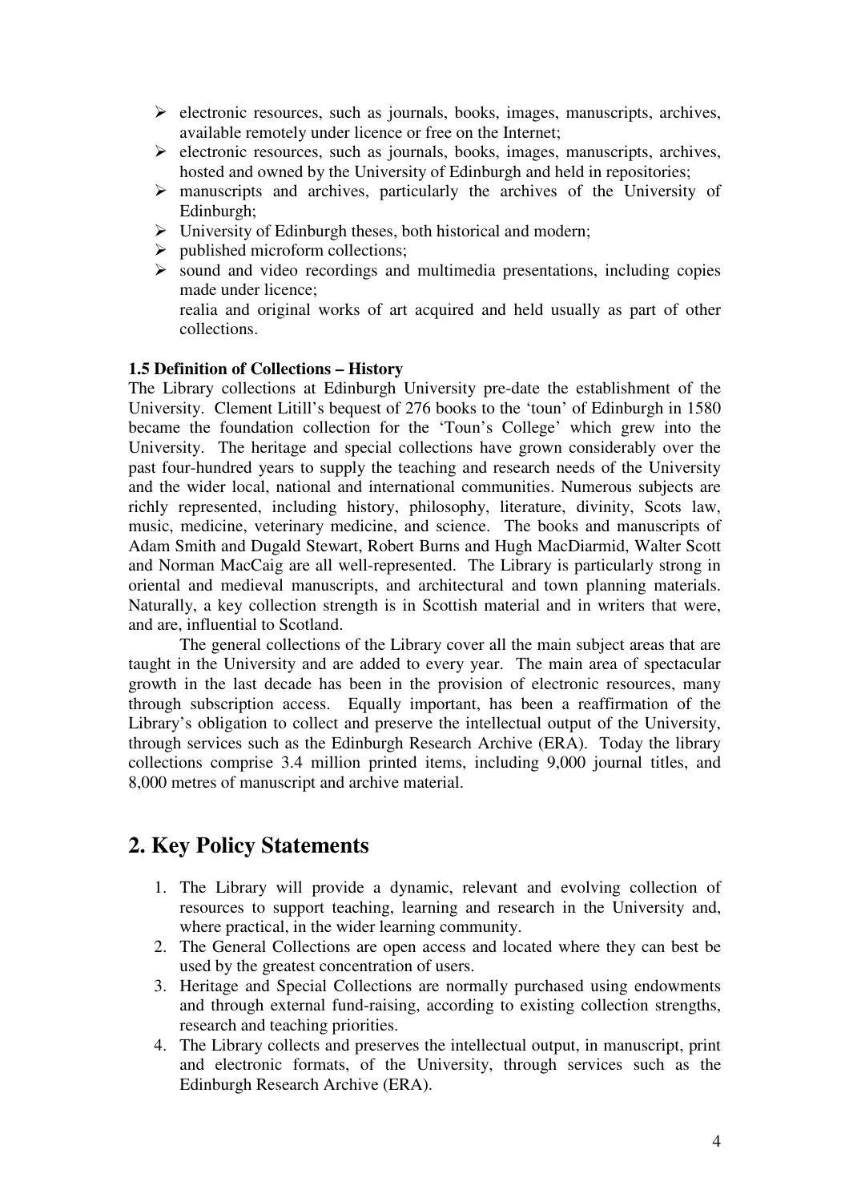- electronic resources, such as journals, books, images, manuscripts, archives, available remotely under licence or free on the Internet;
- electronic resources, such as journals, books, images, manuscripts, archives, hosted and owned by the University of Edinburgh and held in repositories;
- manuscripts and archives, particularly the archives of the University of Edinburgh;
- University of Edinburgh theses, both historical and modern;
- published microform collections;
- sound and video recordings and multimedia presentations, including copies made under licence;

  realia and original works of art acquired and held usually as part of other collections.

**1.5 Definition of Collections – History**

The Library collections at Edinburgh University pre-date the establishment of the University. Clement Litill's bequest of 276 books to the 'toun' of Edinburgh in 1580 became the foundation collection for the 'Toun's College' which grew into the University. The heritage and special collections have grown considerably over the past four-hundred years to supply the teaching and research needs of the University and the wider local, national and international communities. Numerous subjects are richly represented, including history, philosophy, literature, divinity, Scots law, music, medicine, veterinary medicine, and science. The books and manuscripts of Adam Smith and Dugald Stewart, Robert Burns and Hugh MacDiarmid, Walter Scott and Norman MacCaig are all well-represented. The Library is particularly strong in oriental and medieval manuscripts, and architectural and town planning materials. Naturally, a key collection strength is in Scottish material and in writers that were, and are, influential to Scotland.

The general collections of the Library cover all the main subject areas that are taught in the University and are added to every year. The main area of spectacular growth in the last decade has been in the provision of electronic resources, many through subscription access. Equally important, has been a reaffirmation of the Library's obligation to collect and preserve the intellectual output of the University, through services such as the Edinburgh Research Archive (ERA). Today the library collections comprise 3.4 million printed items, including 9,000 journal titles, and 8,000 metres of manuscript and archive material.

## 2. Key Policy Statements

1. The Library will provide a dynamic, relevant and evolving collection of resources to support teaching, learning and research in the University and, where practical, in the wider learning community.
2. The General Collections are open access and located where they can best be used by the greatest concentration of users.
3. Heritage and Special Collections are normally purchased using endowments and through external fund-raising, according to existing collection strengths, research and teaching priorities.
4. The Library collects and preserves the intellectual output, in manuscript, print and electronic formats, of the University, through services such as the Edinburgh Research Archive (ERA).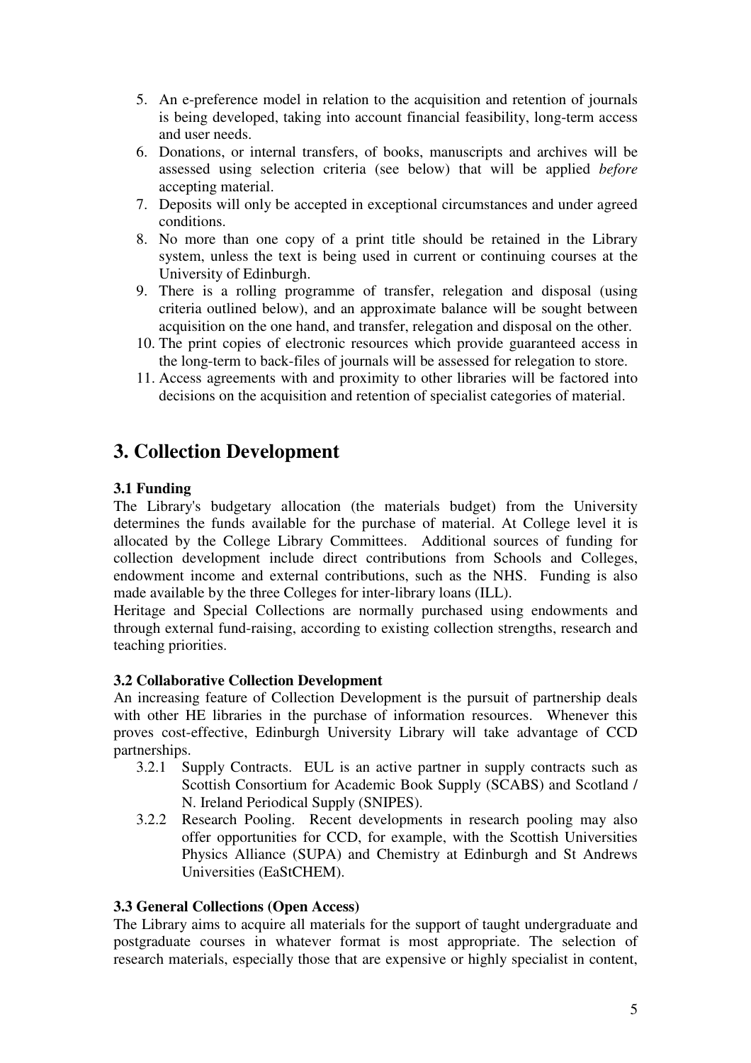5. An e-preference model in relation to the acquisition and retention of journals is being developed, taking into account financial feasibility, long-term access and user needs.
6. Donations, or internal transfers, of books, manuscripts and archives will be assessed using selection criteria (see below) that will be applied *before* accepting material.
7. Deposits will only be accepted in exceptional circumstances and under agreed conditions.
8. No more than one copy of a print title should be retained in the Library system, unless the text is being used in current or continuing courses at the University of Edinburgh.
9. There is a rolling programme of transfer, relegation and disposal (using criteria outlined below), and an approximate balance will be sought between acquisition on the one hand, and transfer, relegation and disposal on the other.
10. The print copies of electronic resources which provide guaranteed access in the long-term to back-files of journals will be assessed for relegation to store.
11. Access agreements with and proximity to other libraries will be factored into decisions on the acquisition and retention of specialist categories of material.

# 3. Collection Development

**3.1 Funding**

The Library's budgetary allocation (the materials budget) from the University determines the funds available for the purchase of material. At College level it is allocated by the College Library Committees. Additional sources of funding for collection development include direct contributions from Schools and Colleges, endowment income and external contributions, such as the NHS. Funding is also made available by the three Colleges for inter-library loans (ILL).

Heritage and Special Collections are normally purchased using endowments and through external fund-raising, according to existing collection strengths, research and teaching priorities.

**3.2 Collaborative Collection Development**

An increasing feature of Collection Development is the pursuit of partnership deals with other HE libraries in the purchase of information resources. Whenever this proves cost-effective, Edinburgh University Library will take advantage of CCD partnerships.

3.2.1 Supply Contracts. EUL is an active partner in supply contracts such as Scottish Consortium for Academic Book Supply (SCABS) and Scotland / N. Ireland Periodical Supply (SNIPES).

3.2.2 Research Pooling. Recent developments in research pooling may also offer opportunities for CCD, for example, with the Scottish Universities Physics Alliance (SUPA) and Chemistry at Edinburgh and St Andrews Universities (EaStCHEM).

**3.3 General Collections (Open Access)**

The Library aims to acquire all materials for the support of taught undergraduate and postgraduate courses in whatever format is most appropriate. The selection of research materials, especially those that are expensive or highly specialist in content,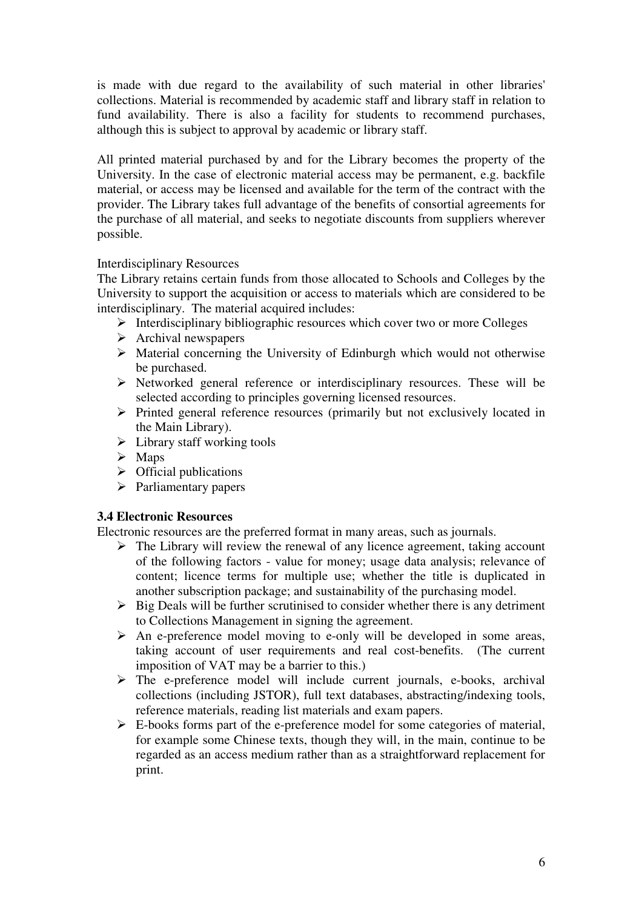is made with due regard to the availability of such material in other libraries' collections. Material is recommended by academic staff and library staff in relation to fund availability. There is also a facility for students to recommend purchases, although this is subject to approval by academic or library staff.

All printed material purchased by and for the Library becomes the property of the University. In the case of electronic material access may be permanent, e.g. backfile material, or access may be licensed and available for the term of the contract with the provider. The Library takes full advantage of the benefits of consortial agreements for the purchase of all material, and seeks to negotiate discounts from suppliers wherever possible.

Interdisciplinary Resources

The Library retains certain funds from those allocated to Schools and Colleges by the University to support the acquisition or access to materials which are considered to be interdisciplinary. The material acquired includes:

- Interdisciplinary bibliographic resources which cover two or more Colleges
- Archival newspapers
- Material concerning the University of Edinburgh which would not otherwise be purchased.
- Networked general reference or interdisciplinary resources. These will be selected according to principles governing licensed resources.
- Printed general reference resources (primarily but not exclusively located in the Main Library).
- Library staff working tools
- Maps
- Official publications
- Parliamentary papers

**3.4 Electronic Resources**

Electronic resources are the preferred format in many areas, such as journals.

- The Library will review the renewal of any licence agreement, taking account of the following factors - value for money; usage data analysis; relevance of content; licence terms for multiple use; whether the title is duplicated in another subscription package; and sustainability of the purchasing model.
- Big Deals will be further scrutinised to consider whether there is any detriment to Collections Management in signing the agreement.
- An e-preference model moving to e-only will be developed in some areas, taking account of user requirements and real cost-benefits. (The current imposition of VAT may be a barrier to this.)
- The e-preference model will include current journals, e-books, archival collections (including JSTOR), full text databases, abstracting/indexing tools, reference materials, reading list materials and exam papers.
- E-books forms part of the e-preference model for some categories of material, for example some Chinese texts, though they will, in the main, continue to be regarded as an access medium rather than as a straightforward replacement for print.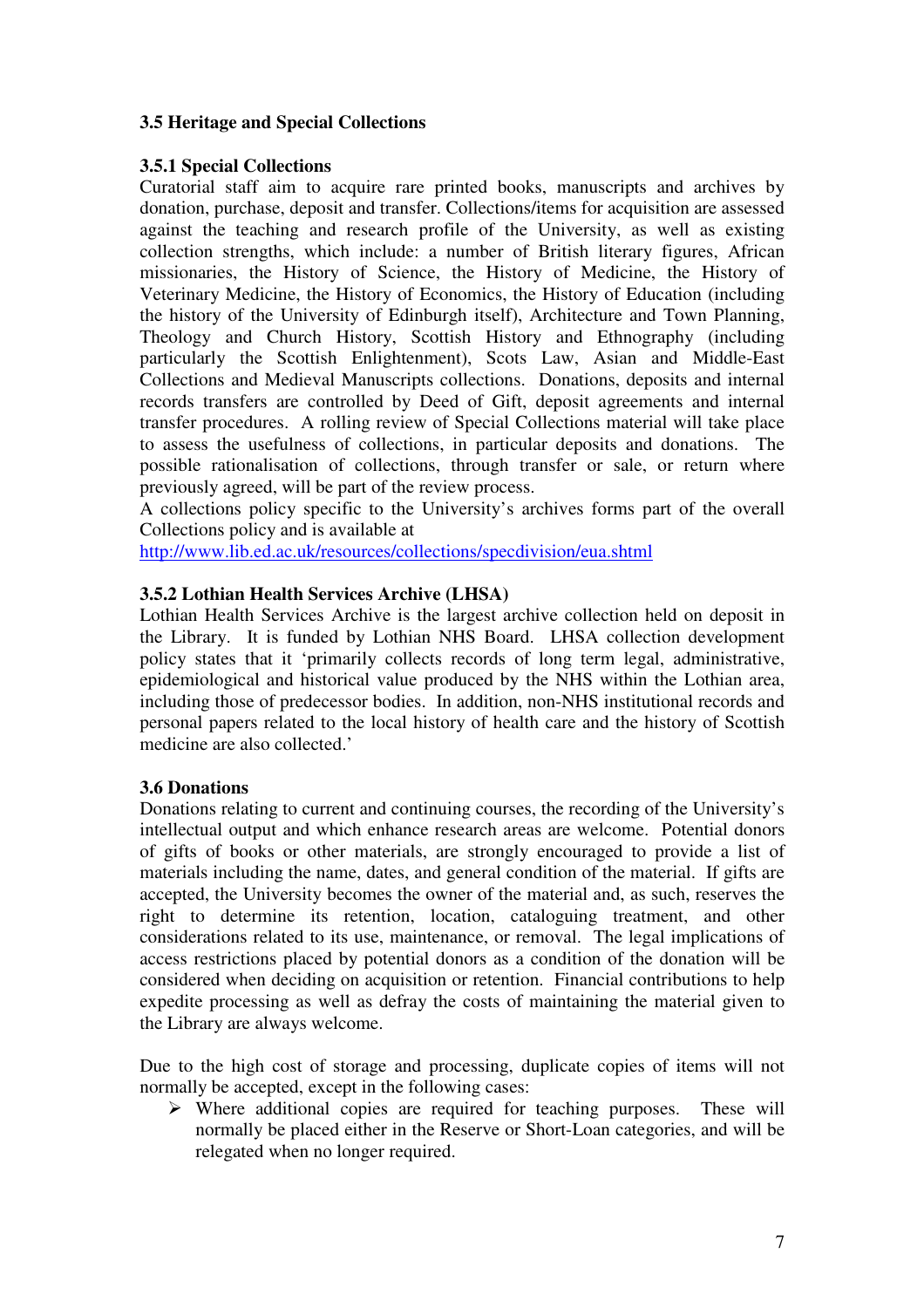### 3.5 Heritage and Special Collections

#### 3.5.1 Special Collections

Curatorial staff aim to acquire rare printed books, manuscripts and archives by donation, purchase, deposit and transfer. Collections/items for acquisition are assessed against the teaching and research profile of the University, as well as existing collection strengths, which include: a number of British literary figures, African missionaries, the History of Science, the History of Medicine, the History of Veterinary Medicine, the History of Economics, the History of Education (including the history of the University of Edinburgh itself), Architecture and Town Planning, Theology and Church History, Scottish History and Ethnography (including particularly the Scottish Enlightenment), Scots Law, Asian and Middle-East Collections and Medieval Manuscripts collections. Donations, deposits and internal records transfers are controlled by Deed of Gift, deposit agreements and internal transfer procedures. A rolling review of Special Collections material will take place to assess the usefulness of collections, in particular deposits and donations. The possible rationalisation of collections, through transfer or sale, or return where previously agreed, will be part of the review process.

A collections policy specific to the University's archives forms part of the overall Collections policy and is available at
http://www.lib.ed.ac.uk/resources/collections/specdivision/eua.shtml

#### 3.5.2 Lothian Health Services Archive (LHSA)

Lothian Health Services Archive is the largest archive collection held on deposit in the Library. It is funded by Lothian NHS Board. LHSA collection development policy states that it 'primarily collects records of long term legal, administrative, epidemiological and historical value produced by the NHS within the Lothian area, including those of predecessor bodies. In addition, non-NHS institutional records and personal papers related to the local history of health care and the history of Scottish medicine are also collected.'

### 3.6 Donations

Donations relating to current and continuing courses, the recording of the University's intellectual output and which enhance research areas are welcome. Potential donors of gifts of books or other materials, are strongly encouraged to provide a list of materials including the name, dates, and general condition of the material. If gifts are accepted, the University becomes the owner of the material and, as such, reserves the right to determine its retention, location, cataloguing treatment, and other considerations related to its use, maintenance, or removal. The legal implications of access restrictions placed by potential donors as a condition of the donation will be considered when deciding on acquisition or retention. Financial contributions to help expedite processing as well as defray the costs of maintaining the material given to the Library are always welcome.

Due to the high cost of storage and processing, duplicate copies of items will not normally be accepted, except in the following cases:

- Where additional copies are required for teaching purposes. These will normally be placed either in the Reserve or Short-Loan categories, and will be relegated when no longer required.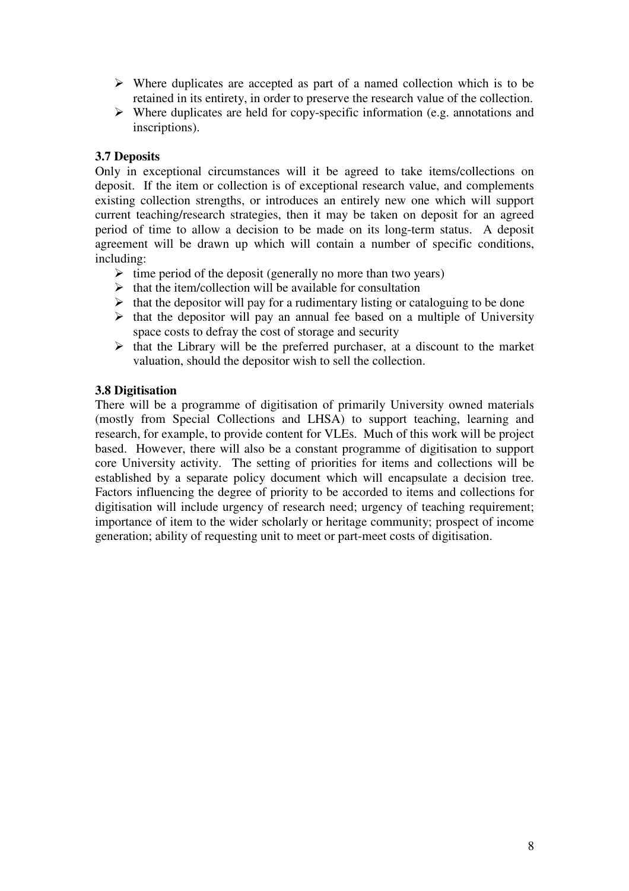- Where duplicates are accepted as part of a named collection which is to be retained in its entirety, in order to preserve the research value of the collection.
- Where duplicates are held for copy-specific information (e.g. annotations and inscriptions).

### 3.7 Deposits

Only in exceptional circumstances will it be agreed to take items/collections on deposit. If the item or collection is of exceptional research value, and complements existing collection strengths, or introduces an entirely new one which will support current teaching/research strategies, then it may be taken on deposit for an agreed period of time to allow a decision to be made on its long-term status. A deposit agreement will be drawn up which will contain a number of specific conditions, including:

- time period of the deposit (generally no more than two years)
- that the item/collection will be available for consultation
- that the depositor will pay for a rudimentary listing or cataloguing to be done
- that the depositor will pay an annual fee based on a multiple of University space costs to defray the cost of storage and security
- that the Library will be the preferred purchaser, at a discount to the market valuation, should the depositor wish to sell the collection.

### 3.8 Digitisation

There will be a programme of digitisation of primarily University owned materials (mostly from Special Collections and LHSA) to support teaching, learning and research, for example, to provide content for VLEs. Much of this work will be project based. However, there will also be a constant programme of digitisation to support core University activity. The setting of priorities for items and collections will be established by a separate policy document which will encapsulate a decision tree. Factors influencing the degree of priority to be accorded to items and collections for digitisation will include urgency of research need; urgency of teaching requirement; importance of item to the wider scholarly or heritage community; prospect of income generation; ability of requesting unit to meet or part-meet costs of digitisation.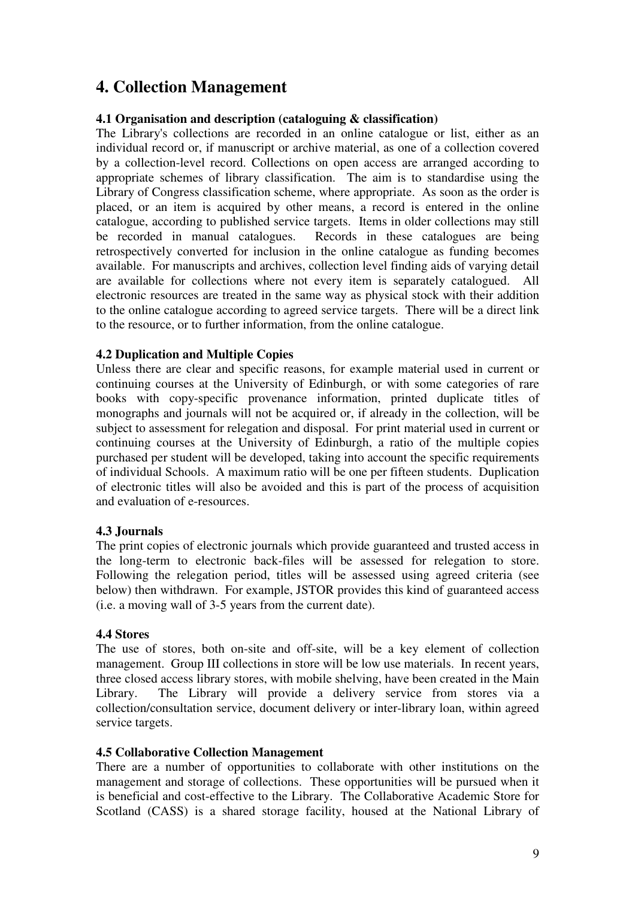# 4. Collection Management

### 4.1 Organisation and description (cataloguing & classification)

The Library's collections are recorded in an online catalogue or list, either as an individual record or, if manuscript or archive material, as one of a collection covered by a collection-level record. Collections on open access are arranged according to appropriate schemes of library classification. The aim is to standardise using the Library of Congress classification scheme, where appropriate. As soon as the order is placed, or an item is acquired by other means, a record is entered in the online catalogue, according to published service targets. Items in older collections may still be recorded in manual catalogues. Records in these catalogues are being retrospectively converted for inclusion in the online catalogue as funding becomes available. For manuscripts and archives, collection level finding aids of varying detail are available for collections where not every item is separately catalogued. All electronic resources are treated in the same way as physical stock with their addition to the online catalogue according to agreed service targets. There will be a direct link to the resource, or to further information, from the online catalogue.

### 4.2 Duplication and Multiple Copies

Unless there are clear and specific reasons, for example material used in current or continuing courses at the University of Edinburgh, or with some categories of rare books with copy-specific provenance information, printed duplicate titles of monographs and journals will not be acquired or, if already in the collection, will be subject to assessment for relegation and disposal. For print material used in current or continuing courses at the University of Edinburgh, a ratio of the multiple copies purchased per student will be developed, taking into account the specific requirements of individual Schools. A maximum ratio will be one per fifteen students. Duplication of electronic titles will also be avoided and this is part of the process of acquisition and evaluation of e-resources.

### 4.3 Journals

The print copies of electronic journals which provide guaranteed and trusted access in the long-term to electronic back-files will be assessed for relegation to store. Following the relegation period, titles will be assessed using agreed criteria (see below) then withdrawn. For example, JSTOR provides this kind of guaranteed access (i.e. a moving wall of 3-5 years from the current date).

### 4.4 Stores

The use of stores, both on-site and off-site, will be a key element of collection management. Group III collections in store will be low use materials. In recent years, three closed access library stores, with mobile shelving, have been created in the Main Library. The Library will provide a delivery service from stores via a collection/consultation service, document delivery or inter-library loan, within agreed service targets.

### 4.5 Collaborative Collection Management

There are a number of opportunities to collaborate with other institutions on the management and storage of collections. These opportunities will be pursued when it is beneficial and cost-effective to the Library. The Collaborative Academic Store for Scotland (CASS) is a shared storage facility, housed at the National Library of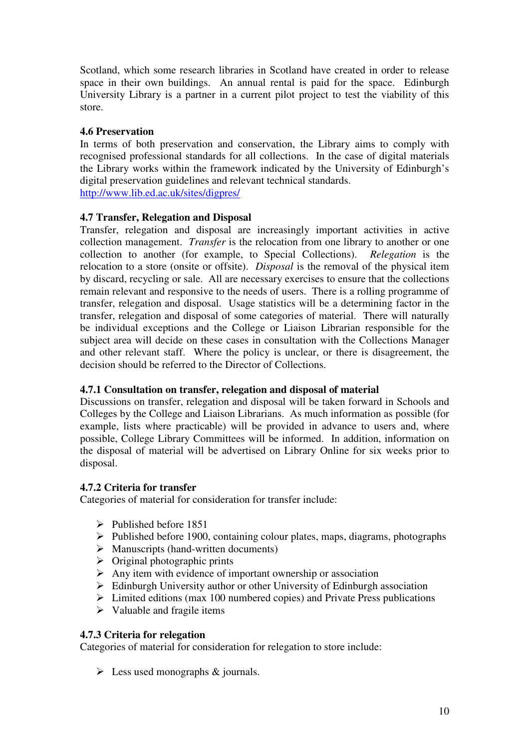Scotland, which some research libraries in Scotland have created in order to release space in their own buildings. An annual rental is paid for the space. Edinburgh University Library is a partner in a current pilot project to test the viability of this store.

### 4.6 Preservation

In terms of both preservation and conservation, the Library aims to comply with recognised professional standards for all collections. In the case of digital materials the Library works within the framework indicated by the University of Edinburgh's digital preservation guidelines and relevant technical standards.
[http://www.lib.ed.ac.uk/sites/digpres/](http://www.lib.ed.ac.uk/sites/digpres/)

### 4.7 Transfer, Relegation and Disposal

Transfer, relegation and disposal are increasingly important activities in active collection management. *Transfer* is the relocation from one library to another or one collection to another (for example, to Special Collections). *Relegation* is the relocation to a store (onsite or offsite). *Disposal* is the removal of the physical item by discard, recycling or sale. All are necessary exercises to ensure that the collections remain relevant and responsive to the needs of users. There is a rolling programme of transfer, relegation and disposal. Usage statistics will be a determining factor in the transfer, relegation and disposal of some categories of material. There will naturally be individual exceptions and the College or Liaison Librarian responsible for the subject area will decide on these cases in consultation with the Collections Manager and other relevant staff. Where the policy is unclear, or there is disagreement, the decision should be referred to the Director of Collections.

#### 4.7.1 Consultation on transfer, relegation and disposal of material

Discussions on transfer, relegation and disposal will be taken forward in Schools and Colleges by the College and Liaison Librarians. As much information as possible (for example, lists where practicable) will be provided in advance to users and, where possible, College Library Committees will be informed. In addition, information on the disposal of material will be advertised on Library Online for six weeks prior to disposal.

#### 4.7.2 Criteria for transfer

Categories of material for consideration for transfer include:

- Published before 1851
- Published before 1900, containing colour plates, maps, diagrams, photographs
- Manuscripts (hand-written documents)
- Original photographic prints
- Any item with evidence of important ownership or association
- Edinburgh University author or other University of Edinburgh association
- Limited editions (max 100 numbered copies) and Private Press publications
- Valuable and fragile items

#### 4.7.3 Criteria for relegation

Categories of material for consideration for relegation to store include:

- Less used monographs & journals.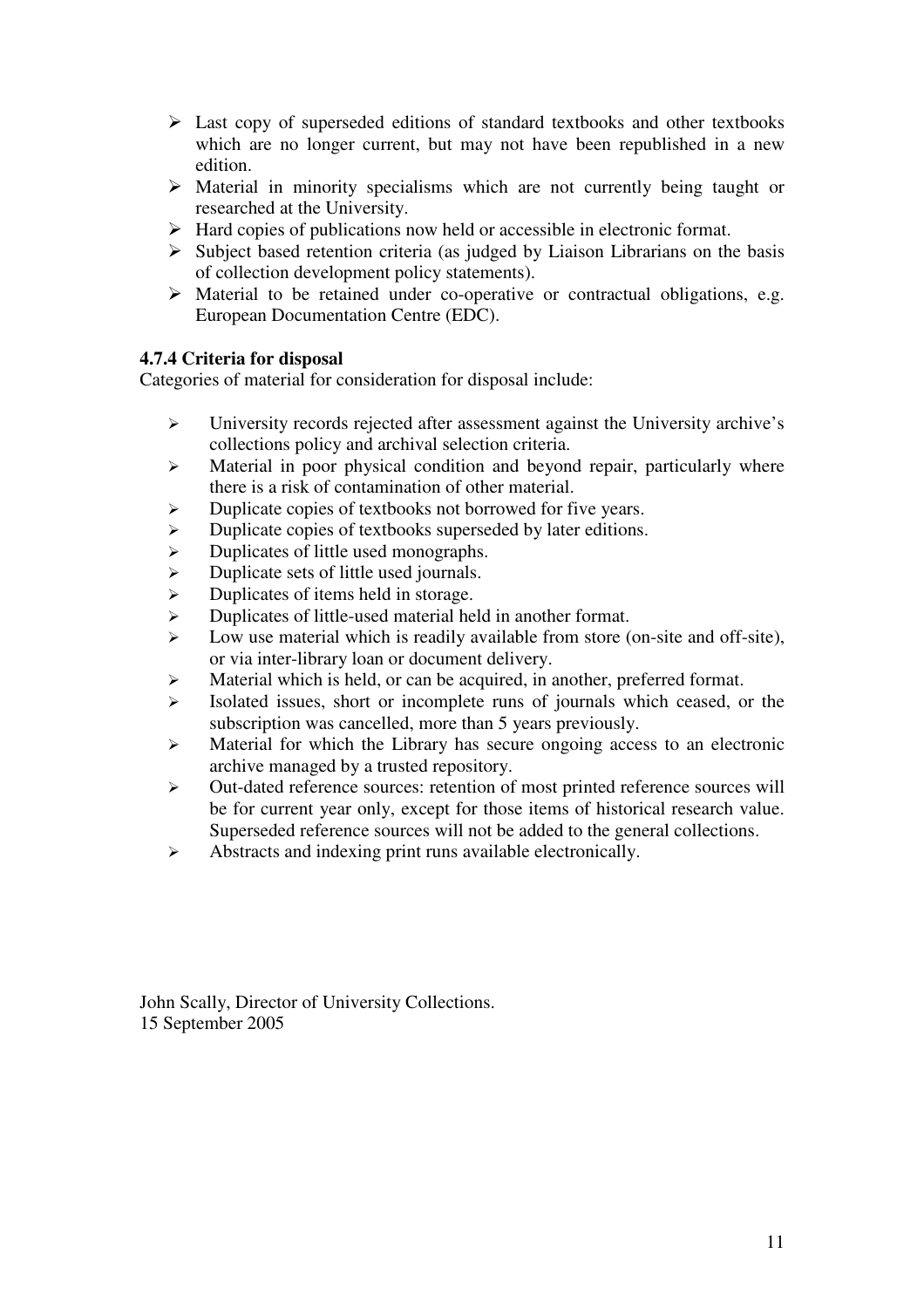- Last copy of superseded editions of standard textbooks and other textbooks which are no longer current, but may not have been republished in a new edition.
- Material in minority specialisms which are not currently being taught or researched at the University.
- Hard copies of publications now held or accessible in electronic format.
- Subject based retention criteria (as judged by Liaison Librarians on the basis of collection development policy statements).
- Material to be retained under co-operative or contractual obligations, e.g. European Documentation Centre (EDC).

**4.7.4 Criteria for disposal**

Categories of material for consideration for disposal include:

- University records rejected after assessment against the University archive's collections policy and archival selection criteria.
- Material in poor physical condition and beyond repair, particularly where there is a risk of contamination of other material.
- Duplicate copies of textbooks not borrowed for five years.
- Duplicate copies of textbooks superseded by later editions.
- Duplicates of little used monographs.
- Duplicate sets of little used journals.
- Duplicates of items held in storage.
- Duplicates of little-used material held in another format.
- Low use material which is readily available from store (on-site and off-site), or via inter-library loan or document delivery.
- Material which is held, or can be acquired, in another, preferred format.
- Isolated issues, short or incomplete runs of journals which ceased, or the subscription was cancelled, more than 5 years previously.
- Material for which the Library has secure ongoing access to an electronic archive managed by a trusted repository.
- Out-dated reference sources: retention of most printed reference sources will be for current year only, except for those items of historical research value. Superseded reference sources will not be added to the general collections.
- Abstracts and indexing print runs available electronically.

John Scally, Director of University Collections.
15 September 2005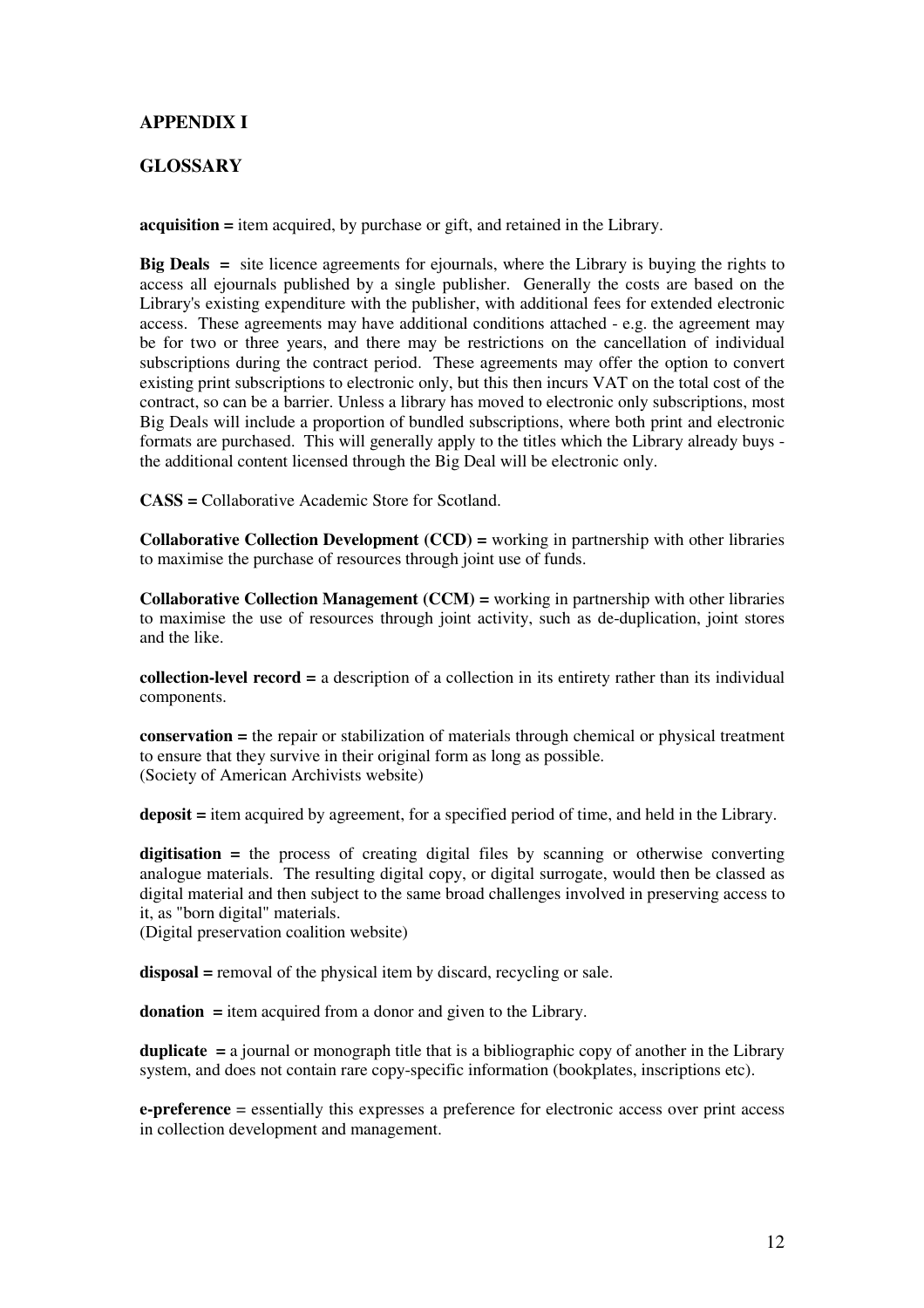## APPENDIX I

## GLOSSARY

**acquisition =** item acquired, by purchase or gift, and retained in the Library.

**Big Deals =** site licence agreements for ejournals, where the Library is buying the rights to access all ejournals published by a single publisher. Generally the costs are based on the Library's existing expenditure with the publisher, with additional fees for extended electronic access. These agreements may have additional conditions attached - e.g. the agreement may be for two or three years, and there may be restrictions on the cancellation of individual subscriptions during the contract period. These agreements may offer the option to convert existing print subscriptions to electronic only, but this then incurs VAT on the total cost of the contract, so can be a barrier. Unless a library has moved to electronic only subscriptions, most Big Deals will include a proportion of bundled subscriptions, where both print and electronic formats are purchased. This will generally apply to the titles which the Library already buys - the additional content licensed through the Big Deal will be electronic only.

**CASS =** Collaborative Academic Store for Scotland.

**Collaborative Collection Development (CCD) =** working in partnership with other libraries to maximise the purchase of resources through joint use of funds.

**Collaborative Collection Management (CCM) =** working in partnership with other libraries to maximise the use of resources through joint activity, such as de-duplication, joint stores and the like.

**collection-level record =** a description of a collection in its entirety rather than its individual components.

**conservation =** the repair or stabilization of materials through chemical or physical treatment to ensure that they survive in their original form as long as possible.
(Society of American Archivists website)

**deposit =** item acquired by agreement, for a specified period of time, and held in the Library.

**digitisation =** the process of creating digital files by scanning or otherwise converting analogue materials. The resulting digital copy, or digital surrogate, would then be classed as digital material and then subject to the same broad challenges involved in preserving access to it, as "born digital" materials.
(Digital preservation coalition website)

**disposal =** removal of the physical item by discard, recycling or sale.

**donation =** item acquired from a donor and given to the Library.

**duplicate =** a journal or monograph title that is a bibliographic copy of another in the Library system, and does not contain rare copy-specific information (bookplates, inscriptions etc).

**e-preference** = essentially this expresses a preference for electronic access over print access in collection development and management.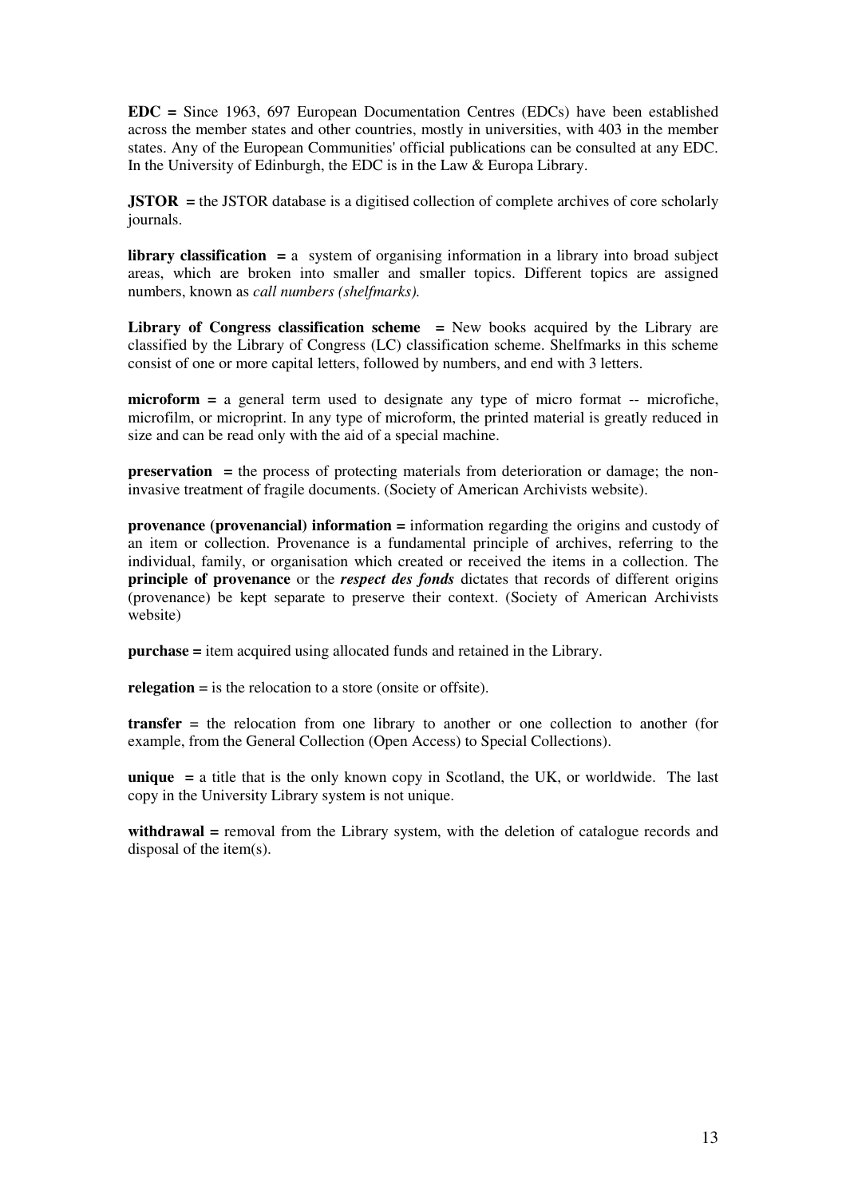**EDC =** Since 1963, 697 European Documentation Centres (EDCs) have been established across the member states and other countries, mostly in universities, with 403 in the member states. Any of the European Communities' official publications can be consulted at any EDC. In the University of Edinburgh, the EDC is in the Law & Europa Library.

**JSTOR =** the JSTOR database is a digitised collection of complete archives of core scholarly journals.

**library classification =** a system of organising information in a library into broad subject areas, which are broken into smaller and smaller topics. Different topics are assigned numbers, known as *call numbers (shelfmarks).*

**Library of Congress classification scheme =** New books acquired by the Library are classified by the Library of Congress (LC) classification scheme. Shelfmarks in this scheme consist of one or more capital letters, followed by numbers, and end with 3 letters.

**microform =** a general term used to designate any type of micro format -- microfiche, microfilm, or microprint. In any type of microform, the printed material is greatly reduced in size and can be read only with the aid of a special machine.

**preservation =** the process of protecting materials from deterioration or damage; the non-invasive treatment of fragile documents. (Society of American Archivists website).

**provenance (provenancial) information =** information regarding the origins and custody of an item or collection. Provenance is a fundamental principle of archives, referring to the individual, family, or organisation which created or received the items in a collection. The **principle of provenance** or the ***respect des fonds*** dictates that records of different origins (provenance) be kept separate to preserve their context. (Society of American Archivists website)

**purchase =** item acquired using allocated funds and retained in the Library.

**relegation** = is the relocation to a store (onsite or offsite).

**transfer** = the relocation from one library to another or one collection to another (for example, from the General Collection (Open Access) to Special Collections).

**unique =** a title that is the only known copy in Scotland, the UK, or worldwide. The last copy in the University Library system is not unique.

**withdrawal =** removal from the Library system, with the deletion of catalogue records and disposal of the item(s).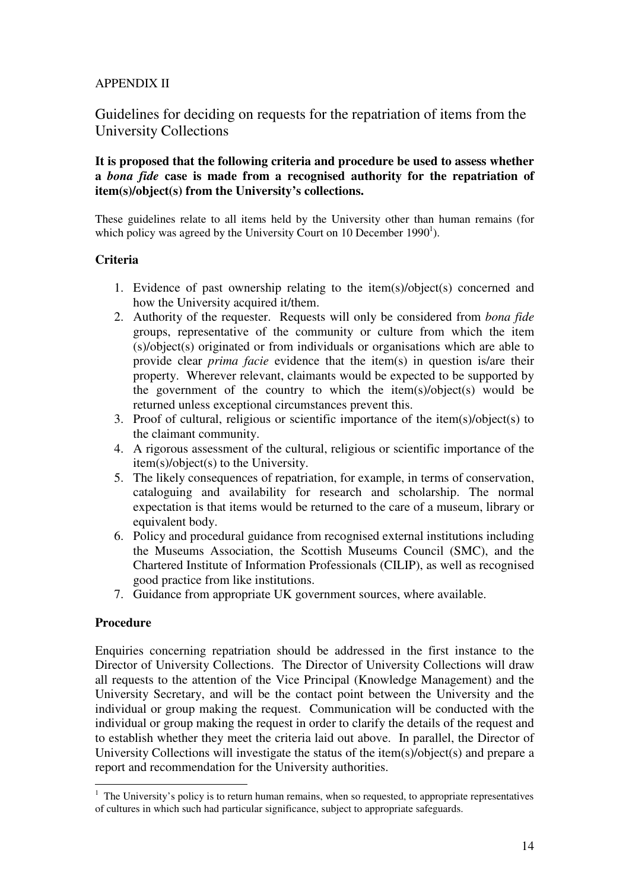APPENDIX II

# Guidelines for deciding on requests for the repatriation of items from the University Collections

**It is proposed that the following criteria and procedure be used to assess whether a *bona fide* case is made from a recognised authority for the repatriation of item(s)/object(s) from the University's collections.**

These guidelines relate to all items held by the University other than human remains (for which policy was agreed by the University Court on 10 December 1990[1]).

## Criteria

1. Evidence of past ownership relating to the item(s)/object(s) concerned and how the University acquired it/them.
2. Authority of the requester. Requests will only be considered from *bona fide* groups, representative of the community or culture from which the item (s)/object(s) originated or from individuals or organisations which are able to provide clear *prima facie* evidence that the item(s) in question is/are their property. Wherever relevant, claimants would be expected to be supported by the government of the country to which the item(s)/object(s) would be returned unless exceptional circumstances prevent this.
3. Proof of cultural, religious or scientific importance of the item(s)/object(s) to the claimant community.
4. A rigorous assessment of the cultural, religious or scientific importance of the item(s)/object(s) to the University.
5. The likely consequences of repatriation, for example, in terms of conservation, cataloguing and availability for research and scholarship. The normal expectation is that items would be returned to the care of a museum, library or equivalent body.
6. Policy and procedural guidance from recognised external institutions including the Museums Association, the Scottish Museums Council (SMC), and the Chartered Institute of Information Professionals (CILIP), as well as recognised good practice from like institutions.
7. Guidance from appropriate UK government sources, where available.

## Procedure

Enquiries concerning repatriation should be addressed in the first instance to the Director of University Collections. The Director of University Collections will draw all requests to the attention of the Vice Principal (Knowledge Management) and the University Secretary, and will be the contact point between the University and the individual or group making the request. Communication will be conducted with the individual or group making the request in order to clarify the details of the request and to establish whether they meet the criteria laid out above. In parallel, the Director of University Collections will investigate the status of the item(s)/object(s) and prepare a report and recommendation for the University authorities.

[1] The University's policy is to return human remains, when so requested, to appropriate representatives of cultures in which such had particular significance, subject to appropriate safeguards.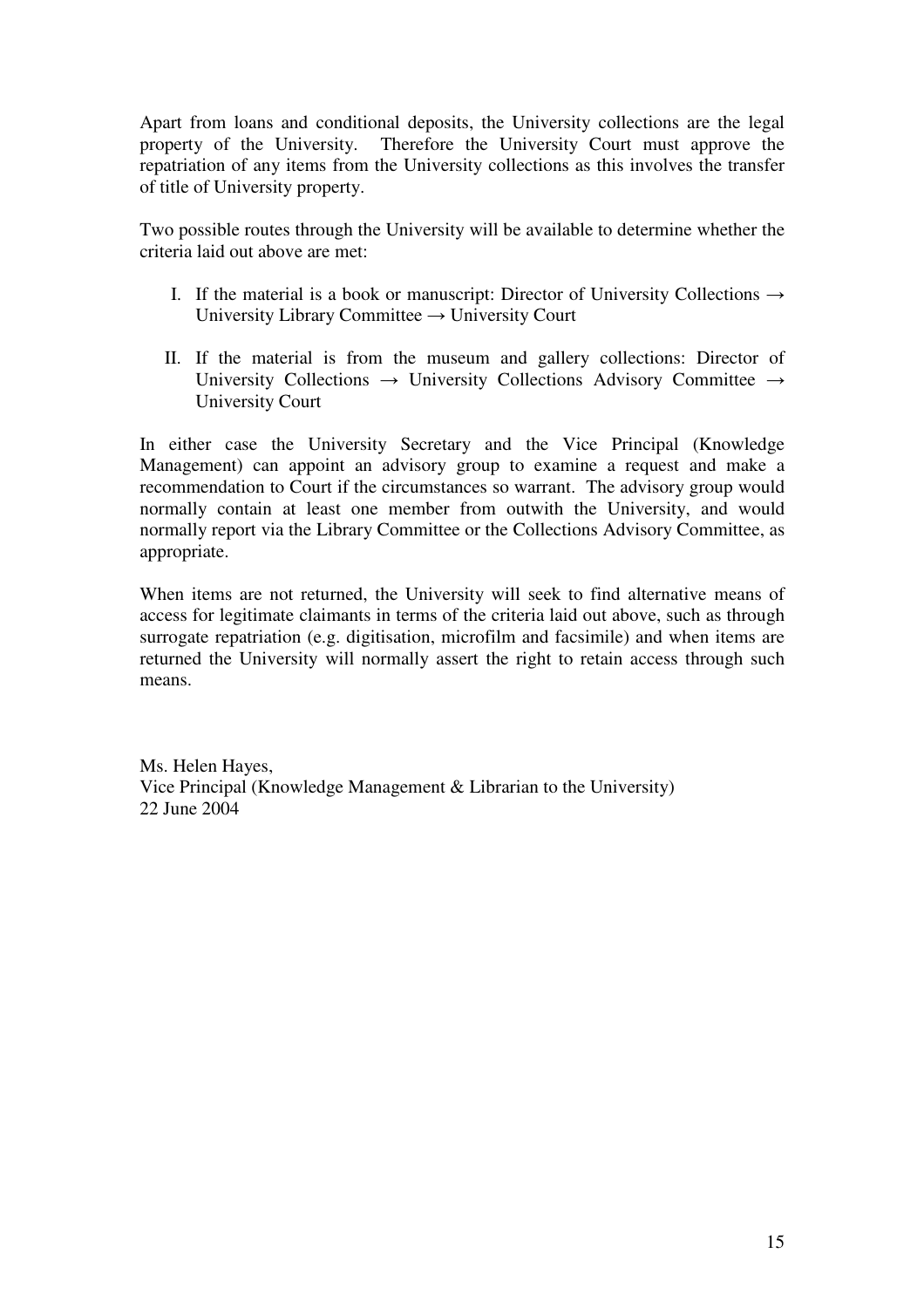Apart from loans and conditional deposits, the University collections are the legal property of the University. Therefore the University Court must approve the repatriation of any items from the University collections as this involves the transfer of title of University property.

Two possible routes through the University will be available to determine whether the criteria laid out above are met:

I. If the material is a book or manuscript: Director of University Collections → University Library Committee → University Court

II. If the material is from the museum and gallery collections: Director of University Collections → University Collections Advisory Committee → University Court

In either case the University Secretary and the Vice Principal (Knowledge Management) can appoint an advisory group to examine a request and make a recommendation to Court if the circumstances so warrant. The advisory group would normally contain at least one member from outwith the University, and would normally report via the Library Committee or the Collections Advisory Committee, as appropriate.

When items are not returned, the University will seek to find alternative means of access for legitimate claimants in terms of the criteria laid out above, such as through surrogate repatriation (e.g. digitisation, microfilm and facsimile) and when items are returned the University will normally assert the right to retain access through such means.

Ms. Helen Hayes,
Vice Principal (Knowledge Management & Librarian to the University)
22 June 2004